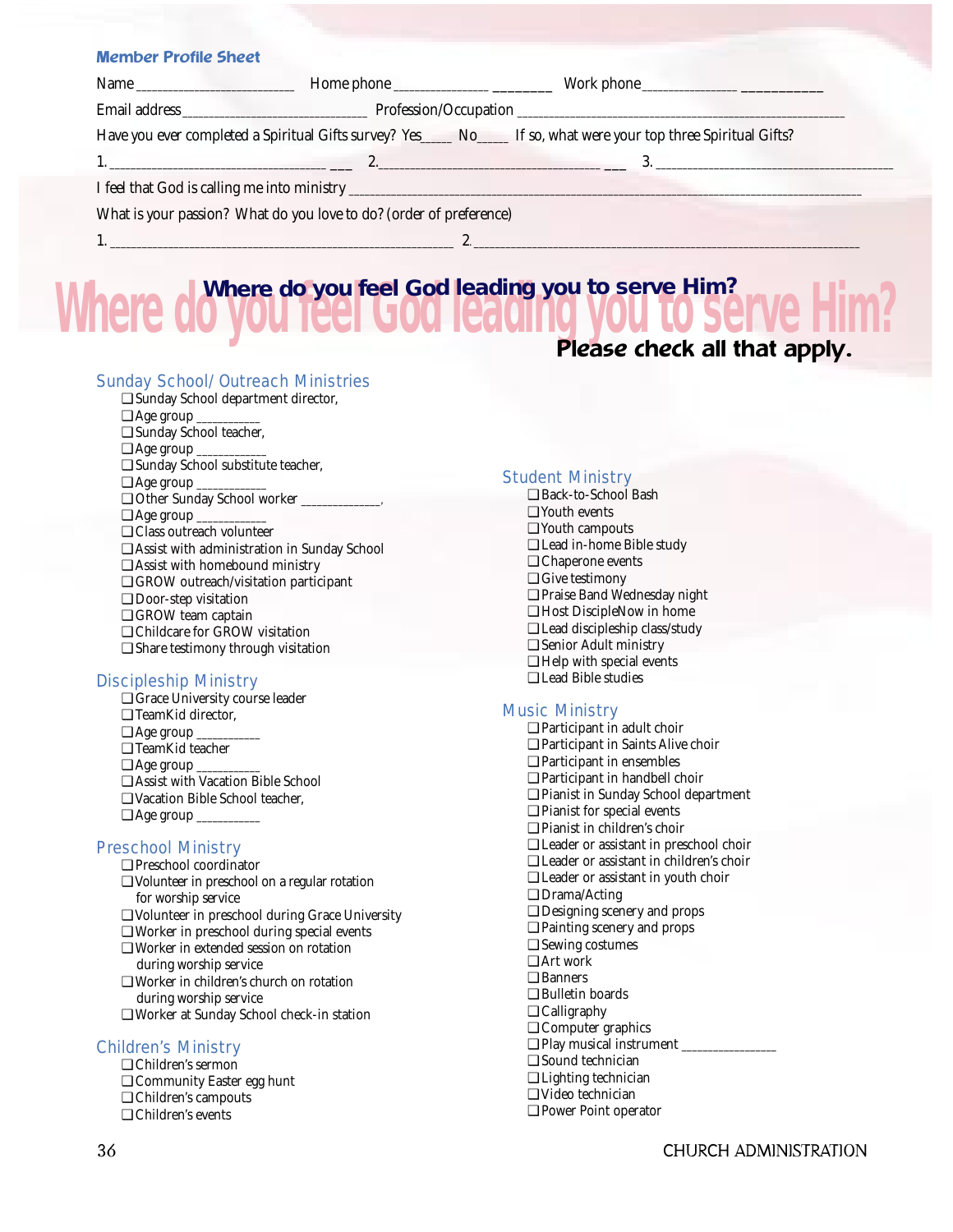## Member Profile Sheet

Name ________________________ Home phone ______________ ________ Work phone______________ ____________

Email address ____________________________ Profession/Occupation __________________________________________________

Have you ever completed a Spiritual Gifts survey? Yes____ No____ If so, what were your top three Spiritual Gifts?

1. _________________________________ ___ 2. __________________________________ ___ 3. ____________________________________

I feel that God is calling me into ministry ________________________________________________________________________

What is your passion? What do you love to do? (order of preference)

1. _____________________________________________________ 2. _____________________________________________________

# Where do you feel God leading you to serve Him?

**Please check all that apply.**

### Sunday School/ Outreach Ministries

- ❑ Sunday School department director,
- ❑ Age group __________
- ❑ Sunday School teacher,
- ❑ Age group ___________
- ❑ Sunday School substitute teacher,
- ❑ Age group ___________
- ❑ Other Sunday School worker _____________,
- ❑ Age group ___________
- ❑ Class outreach volunteer
- ❑ Assist with administration in Sunday School
- ❑ Assist with homebound ministry
- ❑ GROW outreach/visitation participant
- ❑ Door-step visitation
- ❑ GROW team captain
- ❑ Childcare for GROW visitation
- ❑ Share testimony through visitation

### Discipleship Ministry

- ❑ Grace University course leader
- ❑ TeamKid director,
- ❑ Age group __________
- ❑ TeamKid teacher
- ❑ Age group __________
- ❑ Assist with Vacation Bible School
- ❑ Vacation Bible School teacher,
- ❑ Age group __________

### Preschool Ministry

- ❑ Preschool coordinator
- ❑ Volunteer in preschool on a regular rotation for worship service
- ❑ Volunteer in preschool during Grace University
- ❑ Worker in preschool during special events
- ❑ Worker in extended session on rotation during worship service
- ❑ Worker in children's church on rotation during worship service
- ❑ Worker at Sunday School check-in station

### Children's Ministry

- ❑ Children's sermon
- ❑ Community Easter egg hunt
- ❑ Children's campouts
- ❑ Children's events

### Student Ministry

- ❑ Back-to-School Bash
- ❑ Youth events
- ❑ Youth campouts
- ❑ Lead in-home Bible study
- ❑ Chaperone events
- ❑ Give testimony
- ❑ Praise Band Wednesday night
- ❑ Host DiscipleNow in home
- ❑ Lead discipleship class/study
- ❑ Senior Adult ministry
- ❑ Help with special events
- ❑ Lead Bible studies

### Music Ministry

- ❑ Participant in adult choir
- ❑ Participant in Saints Alive choir
- ❑ Participant in ensembles
- ❑ Participant in handbell choir
- ❑ Pianist in Sunday School department
- ❑ Pianist for special events
- ❑ Pianist in children's choir
- ❑ Leader or assistant in preschool choir
- ❑ Leader or assistant in children's choir
- ❑ Leader or assistant in youth choir
- ❑ Drama/Acting
- ❑ Designing scenery and props
- ❑ Painting scenery and props
- ❑ Sewing costumes
- ❑ Art work
- ❑ Banners
- ❑ Bulletin boards
- ❑ Calligraphy
- ❑ Computer graphics
- ❑ Play musical instrument _______________
- ❑ Sound technician
- ❑ Lighting technician
- ❑ Video technician
- ❑ Power Point operator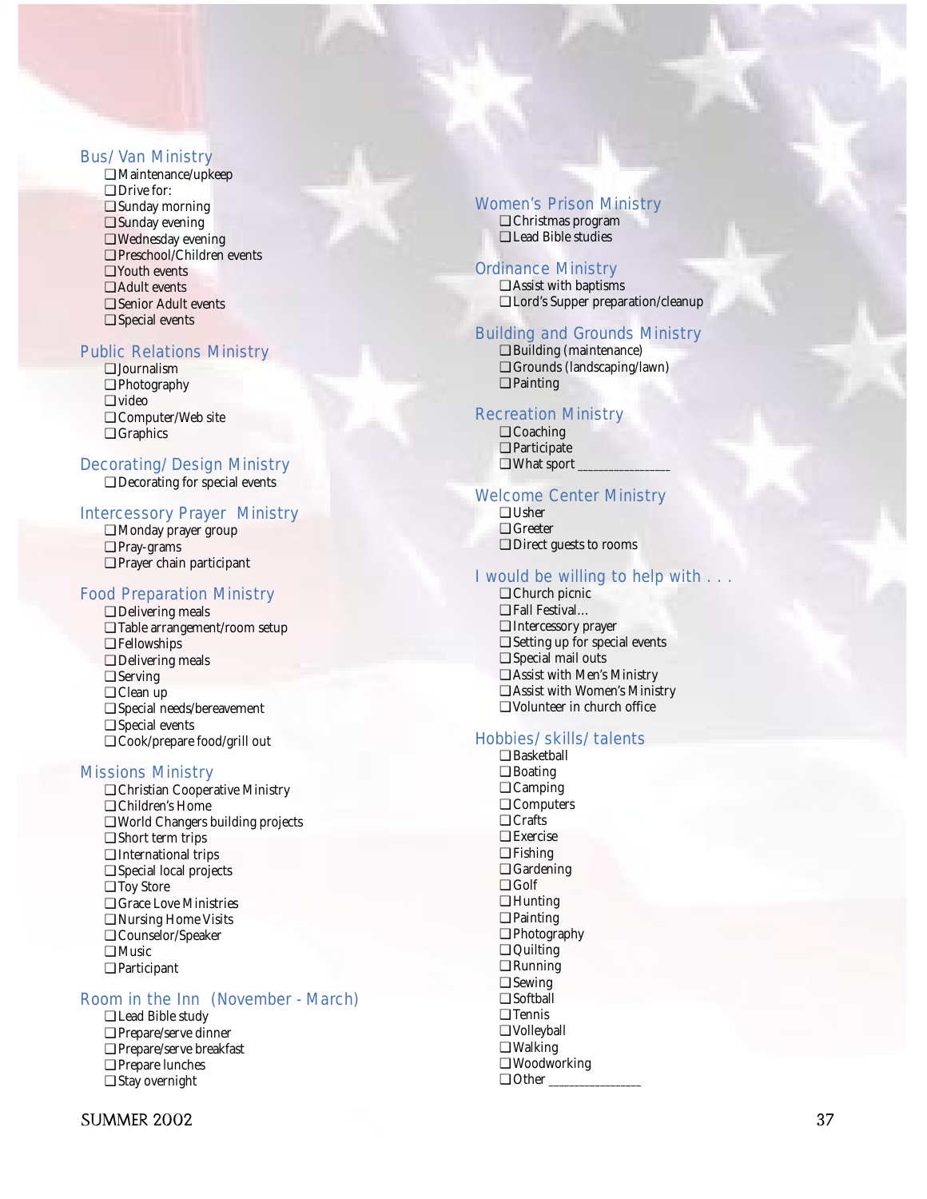## Bus/ Van Ministry

- ❑ Maintenance/upkeep
- ❑ Drive for:
- ❑ Sunday morning
- ❑ Sunday evening
- ❑ Wednesday evening
- ❑ Preschool/Children events
- ❑ Youth events
- ❑ Adult events
- ❑ Senior Adult events
- ❑ Special events

## Public Relations Ministry

- ❑ Journalism
- ❑ Photography
- ❑ video
- ❑ Computer/Web site
- ❑ Graphics

## Decorating/ Design Ministry

- ❑ Decorating for special events

## Intercessory Prayer Ministry

- ❑ Monday prayer group
- ❑ Pray-grams
- ❑ Prayer chain participant

## Food Preparation Ministry

- ❑ Delivering meals
- ❑ Table arrangement/room setup
- ❑ Fellowships
- ❑ Delivering meals
- ❑ Serving
- ❑ Clean up
- ❑ Special needs/bereavement
- ❑ Special events
- ❑ Cook/prepare food/grill out

## Missions Ministry

- ❑ Christian Cooperative Ministry
- ❑ Children's Home
- ❑ World Changers building projects
- ❑ Short term trips
- ❑ International trips
- ❑ Special local projects
- ❑ Toy Store
- ❑ Grace Love Ministries
- ❑ Nursing Home Visits
- ❑ Counselor/Speaker
- ❑ Music
- ❑ Participant

## Room in the Inn (November - March)

- ❑ Lead Bible study
- ❑ Prepare/serve dinner
- ❑ Prepare/serve breakfast
- ❑ Prepare lunches
- ❑ Stay overnight

## Women's Prison Ministry

- ❑ Christmas program
- ❑ Lead Bible studies

## Ordinance Ministry

- ❑ Assist with baptisms
- ❑ Lord's Supper preparation/cleanup

## Building and Grounds Ministry

- ❑ Building (maintenance)
- ❑ Grounds (landscaping/lawn)
- ❑ Painting

## Recreation Ministry

- ❑ Coaching
- ❑ Participate
- ❑ What sport _______________

## Welcome Center Ministry

- ❑ Usher
- ❑ Greeter
- ❑ Direct guests to rooms

## I would be willing to help with . . .

- ❑ Church picnic
- ❑ Fall Festival…
- ❑ Intercessory prayer
- ❑ Setting up for special events
- ❑ Special mail outs
- ❑ Assist with Men's Ministry
- ❑ Assist with Women's Ministry
- ❑ Volunteer in church office

## Hobbies/ skills/ talents

- ❑ Basketball
- ❑ Boating
- ❑ Camping
- ❑ Computers
- ❑ Crafts
- ❑ Exercise
- ❑ Fishing
- ❑ Gardening
- ❑ Golf
- ❑ Hunting
- ❑ Painting
- ❑ Photography
- ❑ Quilting
- ❑ Running
- ❑ Sewing
- ❑ Softball
- ❑ Tennis
- ❑ Volleyball
- ❑ Walking
- ❑ Woodworking
- ❑ Other _______________